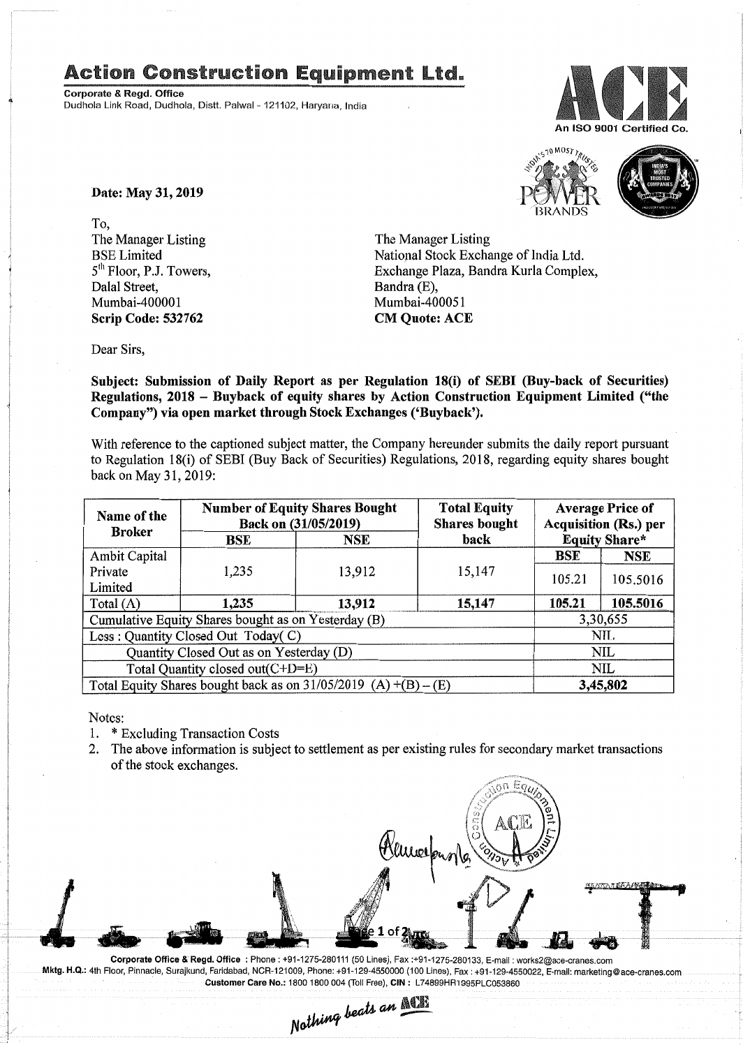# Action Construction Equipment Ltd.

**Corporate & Regd. Office**
Dudhola Link Road, Dudhola, Distt. Palwal - 121102, Haryana, India

An ISO 9001 Certified Co.

**Date: May 31, 2019**

To,

The Manager Listing
BSE Limited
5th Floor, P.J. Towers,
Dalal Street,
Mumbai-400001
**Scrip Code: 532762**

The Manager Listing
National Stock Exchange of India Ltd.
Exchange Plaza, Bandra Kurla Complex,
Bandra (E),
Mumbai-400051
**CM Quote: ACE**

Dear Sirs,

**Subject: Submission of Daily Report as per Regulation 18(i) of SEBI (Buy-back of Securities) Regulations, 2018 – Buyback of equity shares by Action Construction Equipment Limited ("the Company") via open market through Stock Exchanges ('Buyback').**

With reference to the captioned subject matter, the Company hereunder submits the daily report pursuant to Regulation 18(i) of SEBI (Buy Back of Securities) Regulations, 2018, regarding equity shares bought back on May 31, 2019:

| Name of the Broker | Number of Equity Shares Bought Back on (31/05/2019) | | Total Equity Shares bought back | Average Price of Acquisition (Rs.) per Equity Share* | |
|---|---|---|---|---|---|
| | BSE | NSE | | BSE | NSE |
| Ambit Capital Private Limited | 1,235 | 13,912 | 15,147 | 105.21 | 105.5016 |
| Total (A) | **1,235** | **13,912** | **15,147** | **105.21** | **105.5016** |
| Cumulative Equity Shares bought as on Yesterday (B) | | | | 3,30,655 | |
| Less : Quantity Closed Out Today( C) | | | | NIL | |
| Quantity Closed Out as on Yesterday (D) | | | | NIL | |
| Total Quantity closed out(C+D=E) | | | | NIL | |
| Total Equity Shares bought back as on 31/05/2019 (A) +(B) – (E) | | | | **3,45,802** | |

Notes:

1. * Excluding Transaction Costs
2. The above information is subject to settlement as per existing rules for secondary market transactions of the stock exchanges.

Corporate Office & Regd. Office : Phone : +91-1275-280111 (50 Lines), Fax :+91-1275-280133, E-mail : works2@ace-cranes.com
Mktg. H.Q.: 4th Floor, Pinnacle, Surajkund, Faridabad, NCR-121009, Phone: +91-129-4550000 (100 Lines), Fax : +91-129-4550022, E-mail: marketing@ace-cranes.com
Customer Care No.: 1800 1800 004 (Toll Free), CIN : L74899HR1995PLC053860

*Nothing beats an ACE*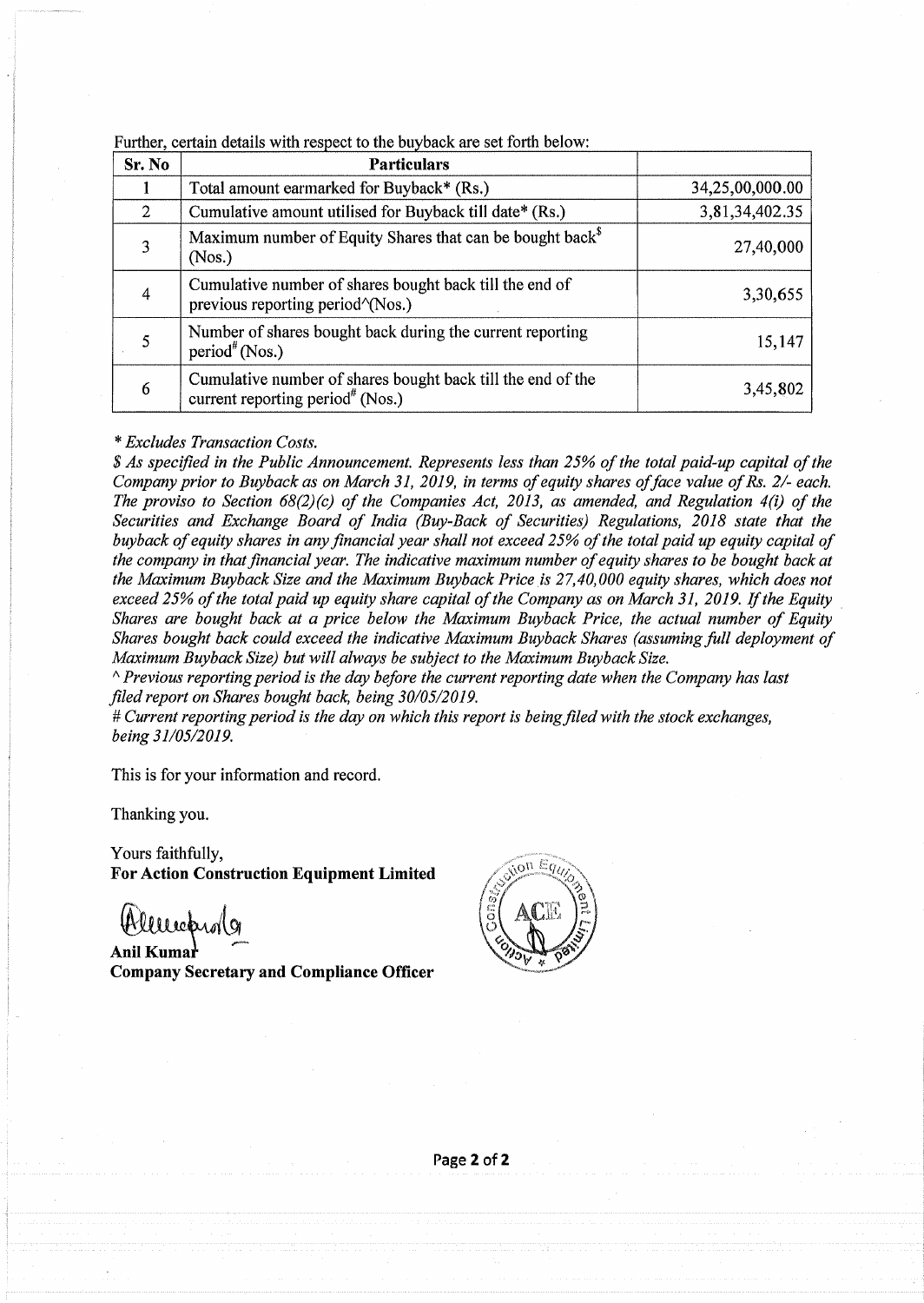Further, certain details with respect to the buyback are set forth below:

| Sr. No | Particulars | |
|---|---|---|
| 1 | Total amount earmarked for Buyback* (Rs.) | 34,25,00,000.00 |
| 2 | Cumulative amount utilised for Buyback till date* (Rs.) | 3,81,34,402.35 |
| 3 | Maximum number of Equity Shares that can be bought back$ (Nos.) | 27,40,000 |
| 4 | Cumulative number of shares bought back till the end of previous reporting period^(Nos.) | 3,30,655 |
| 5 | Number of shares bought back during the current reporting period# (Nos.) | 15,147 |
| 6 | Cumulative number of shares bought back till the end of the current reporting period# (Nos.) | 3,45,802 |

*\* Excludes Transaction Costs.*

*$ As specified in the Public Announcement. Represents less than 25% of the total paid-up capital of the Company prior to Buyback as on March 31, 2019, in terms of equity shares of face value of Rs. 2/- each. The proviso to Section 68(2)(c) of the Companies Act, 2013, as amended, and Regulation 4(i) of the Securities and Exchange Board of India (Buy-Back of Securities) Regulations, 2018 state that the buyback of equity shares in any financial year shall not exceed 25% of the total paid up equity capital of the company in that financial year. The indicative maximum number of equity shares to be bought back at the Maximum Buyback Size and the Maximum Buyback Price is 27,40,000 equity shares, which does not exceed 25% of the total paid up equity share capital of the Company as on March 31, 2019. If the Equity Shares are bought back at a price below the Maximum Buyback Price, the actual number of Equity Shares bought back could exceed the indicative Maximum Buyback Shares (assuming full deployment of Maximum Buyback Size) but will always be subject to the Maximum Buyback Size.*

*^ Previous reporting period is the day before the current reporting date when the Company has last filed report on Shares bought back, being 30/05/2019.*

*# Current reporting period is the day on which this report is being filed with the stock exchanges, being 31/05/2019.*

This is for your information and record.

Thanking you.

Yours faithfully,
**For Action Construction Equipment Limited**

**Anil Kumar**
**Company Secretary and Compliance Officer**